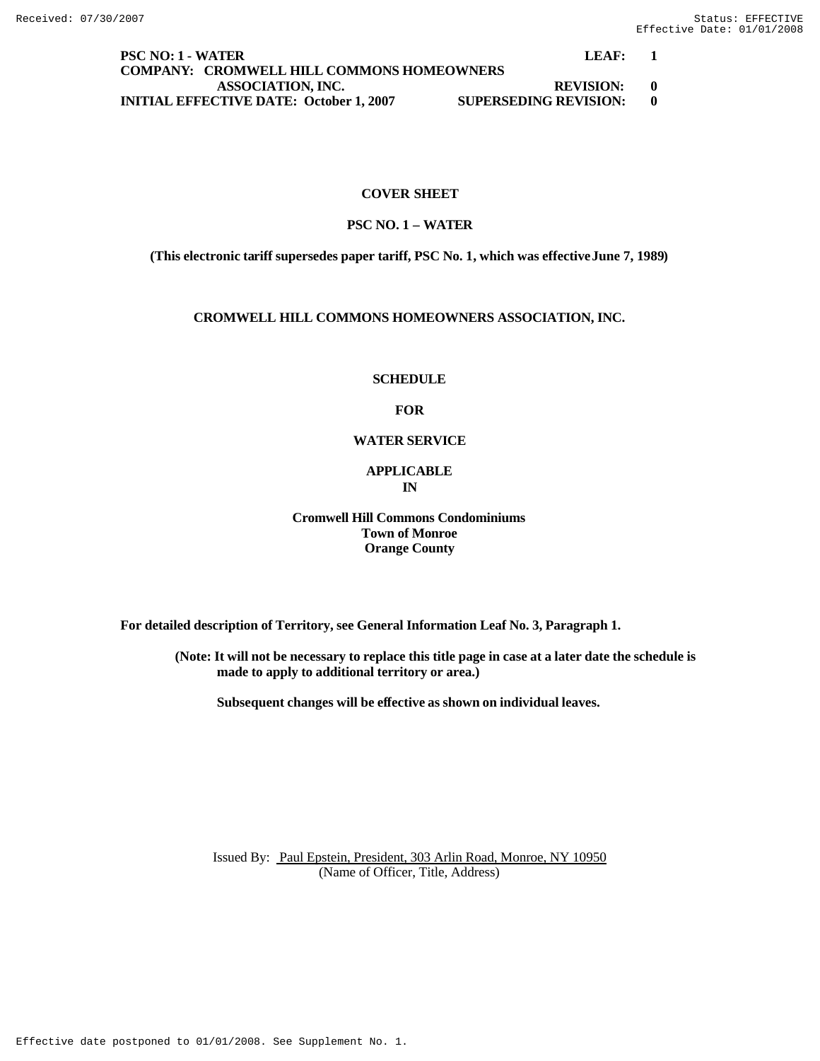**PSC NO: 1 - WATER** **LEAF: 1**
**COMPANY: CROMWELL HILL COMMONS HOMEOWNERS ASSOCIATION, INC.** **REVISION: 0**
**INITIAL EFFECTIVE DATE: October 1, 2007** **SUPERSEDING REVISION: 0**

**COVER SHEET**

**PSC NO. 1 – WATER**

**(This electronic tariff supersedes paper tariff, PSC No. 1, which was effective June 7, 1989)**

**CROMWELL HILL COMMONS HOMEOWNERS ASSOCIATION, INC.**

**SCHEDULE**

**FOR**

**WATER SERVICE**

**APPLICABLE IN**

**Cromwell Hill Commons Condominiums**
**Town of Monroe**
**Orange County**

**For detailed description of Territory, see General Information Leaf No. 3, Paragraph 1.**

**(Note: It will not be necessary to replace this title page in case at a later date the schedule is made to apply to additional territory or area.)**

**Subsequent changes will be effective as shown on individual leaves.**

Issued By: Paul Epstein, President, 303 Arlin Road, Monroe, NY 10950
(Name of Officer, Title, Address)

Effective date postponed to 01/01/2008. See Supplement No. 1.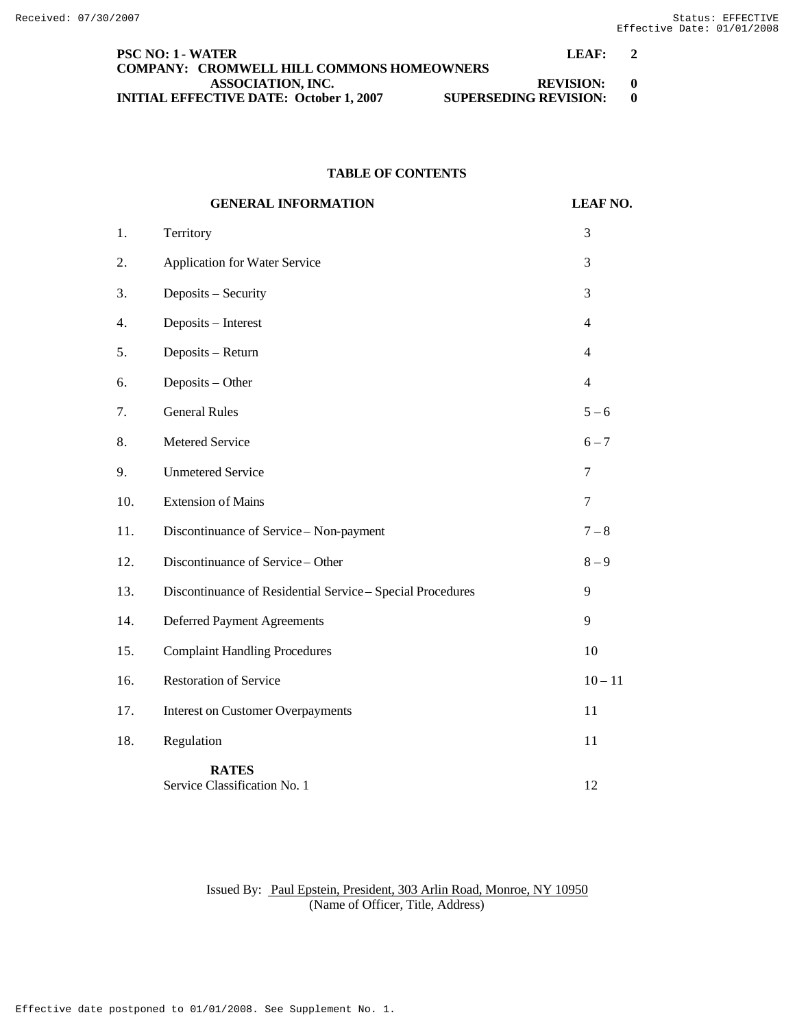PSC NO: 1 - WATER | LEAF: 2
COMPANY: CROMWELL HILL COMMONS HOMEOWNERS ASSOCIATION, INC. | REVISION: 0
INITIAL EFFECTIVE DATE: October 1, 2007 | SUPERSEDING REVISION: 0

## TABLE OF CONTENTS

| | GENERAL INFORMATION | LEAF NO. |
|---|---|---|
| 1. | Territory | 3 |
| 2. | Application for Water Service | 3 |
| 3. | Deposits – Security | 3 |
| 4. | Deposits – Interest | 4 |
| 5. | Deposits – Return | 4 |
| 6. | Deposits – Other | 4 |
| 7. | General Rules | 5 – 6 |
| 8. | Metered Service | 6 – 7 |
| 9. | Unmetered Service | 7 |
| 10. | Extension of Mains | 7 |
| 11. | Discontinuance of Service – Non-payment | 7 – 8 |
| 12. | Discontinuance of Service – Other | 8 – 9 |
| 13. | Discontinuance of Residential Service – Special Procedures | 9 |
| 14. | Deferred Payment Agreements | 9 |
| 15. | Complaint Handling Procedures | 10 |
| 16. | Restoration of Service | 10 – 11 |
| 17. | Interest on Customer Overpayments | 11 |
| 18. | Regulation | 11 |
| | **RATES** | |
| | Service Classification No. 1 | 12 |

Issued By: Paul Epstein, President, 303 Arlin Road, Monroe, NY 10950
(Name of Officer, Title, Address)

Effective date postponed to 01/01/2008. See Supplement No. 1.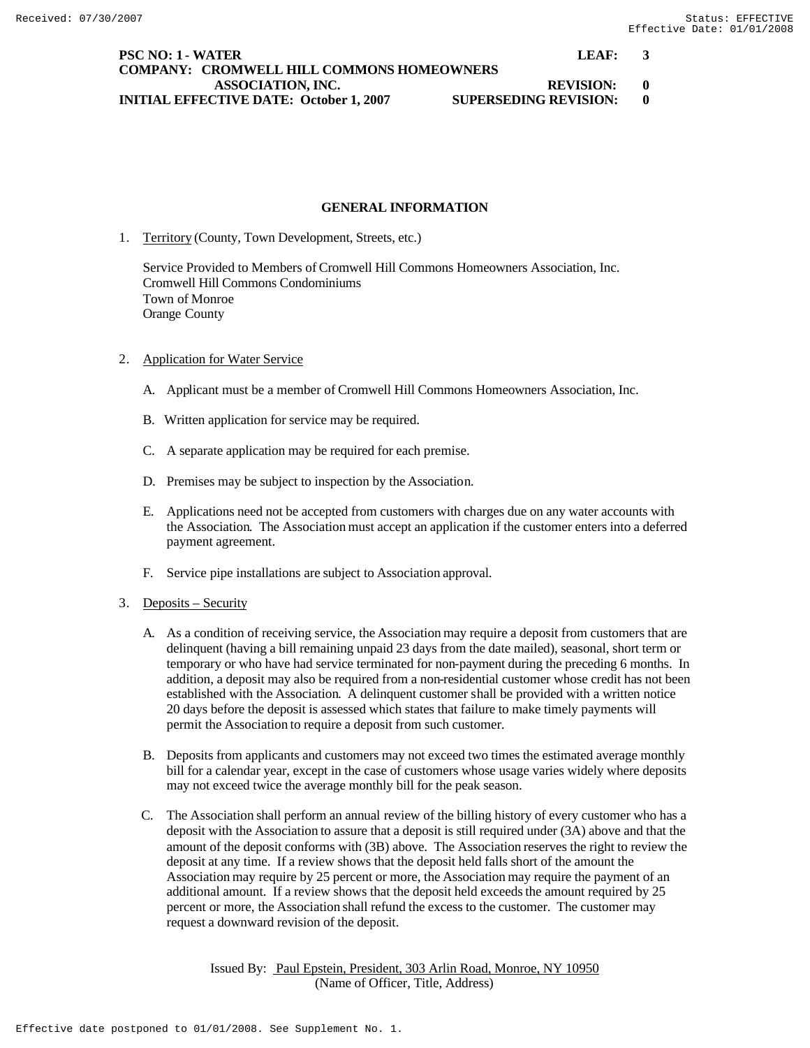**PSC NO: 1 - WATER** **LEAF: 3**
**COMPANY: CROMWELL HILL COMMONS HOMEOWNERS ASSOCIATION, INC.** **REVISION: 0**
**INITIAL EFFECTIVE DATE: October 1, 2007** **SUPERSEDING REVISION: 0**

## GENERAL INFORMATION

1. Territory (County, Town Development, Streets, etc.)

   Service Provided to Members of Cromwell Hill Commons Homeowners Association, Inc.
   Cromwell Hill Commons Condominiums
   Town of Monroe
   Orange County

2. Application for Water Service

   A. Applicant must be a member of Cromwell Hill Commons Homeowners Association, Inc.

   B. Written application for service may be required.

   C. A separate application may be required for each premise.

   D. Premises may be subject to inspection by the Association.

   E. Applications need not be accepted from customers with charges due on any water accounts with the Association. The Association must accept an application if the customer enters into a deferred payment agreement.

   F. Service pipe installations are subject to Association approval.

3. Deposits – Security

   A. As a condition of receiving service, the Association may require a deposit from customers that are delinquent (having a bill remaining unpaid 23 days from the date mailed), seasonal, short term or temporary or who have had service terminated for non-payment during the preceding 6 months. In addition, a deposit may also be required from a non-residential customer whose credit has not been established with the Association. A delinquent customer shall be provided with a written notice 20 days before the deposit is assessed which states that failure to make timely payments will permit the Association to require a deposit from such customer.

   B. Deposits from applicants and customers may not exceed two times the estimated average monthly bill for a calendar year, except in the case of customers whose usage varies widely where deposits may not exceed twice the average monthly bill for the peak season.

   C. The Association shall perform an annual review of the billing history of every customer who has a deposit with the Association to assure that a deposit is still required under (3A) above and that the amount of the deposit conforms with (3B) above. The Association reserves the right to review the deposit at any time. If a review shows that the deposit held falls short of the amount the Association may require by 25 percent or more, the Association may require the payment of an additional amount. If a review shows that the deposit held exceeds the amount required by 25 percent or more, the Association shall refund the excess to the customer. The customer may request a downward revision of the deposit.

Issued By: Paul Epstein, President, 303 Arlin Road, Monroe, NY 10950
(Name of Officer, Title, Address)

Effective date postponed to 01/01/2008. See Supplement No. 1.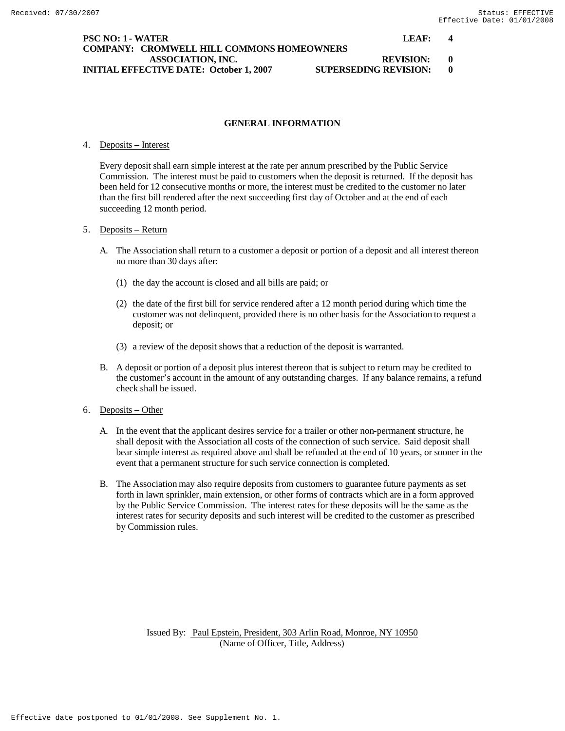**PSC NO: 1 - WATER** **LEAF: 4**
**COMPANY: CROMWELL HILL COMMONS HOMEOWNERS ASSOCIATION, INC.** **REVISION: 0**
**INITIAL EFFECTIVE DATE: October 1, 2007** **SUPERSEDING REVISION: 0**

## GENERAL INFORMATION

4. Deposits – Interest

   Every deposit shall earn simple interest at the rate per annum prescribed by the Public Service Commission. The interest must be paid to customers when the deposit is returned. If the deposit has been held for 12 consecutive months or more, the interest must be credited to the customer no later than the first bill rendered after the next succeeding first day of October and at the end of each succeeding 12 month period.

5. Deposits – Return

   A. The Association shall return to a customer a deposit or portion of a deposit and all interest thereon no more than 30 days after:

      (1) the day the account is closed and all bills are paid; or

      (2) the date of the first bill for service rendered after a 12 month period during which time the customer was not delinquent, provided there is no other basis for the Association to request a deposit; or

      (3) a review of the deposit shows that a reduction of the deposit is warranted.

   B. A deposit or portion of a deposit plus interest thereon that is subject to return may be credited to the customer's account in the amount of any outstanding charges. If any balance remains, a refund check shall be issued.

6. Deposits – Other

   A. In the event that the applicant desires service for a trailer or other non-permanent structure, he shall deposit with the Association all costs of the connection of such service. Said deposit shall bear simple interest as required above and shall be refunded at the end of 10 years, or sooner in the event that a permanent structure for such service connection is completed.

   B. The Association may also require deposits from customers to guarantee future payments as set forth in lawn sprinkler, main extension, or other forms of contracts which are in a form approved by the Public Service Commission. The interest rates for these deposits will be the same as the interest rates for security deposits and such interest will be credited to the customer as prescribed by Commission rules.

Issued By: Paul Epstein, President, 303 Arlin Road, Monroe, NY 10950
(Name of Officer, Title, Address)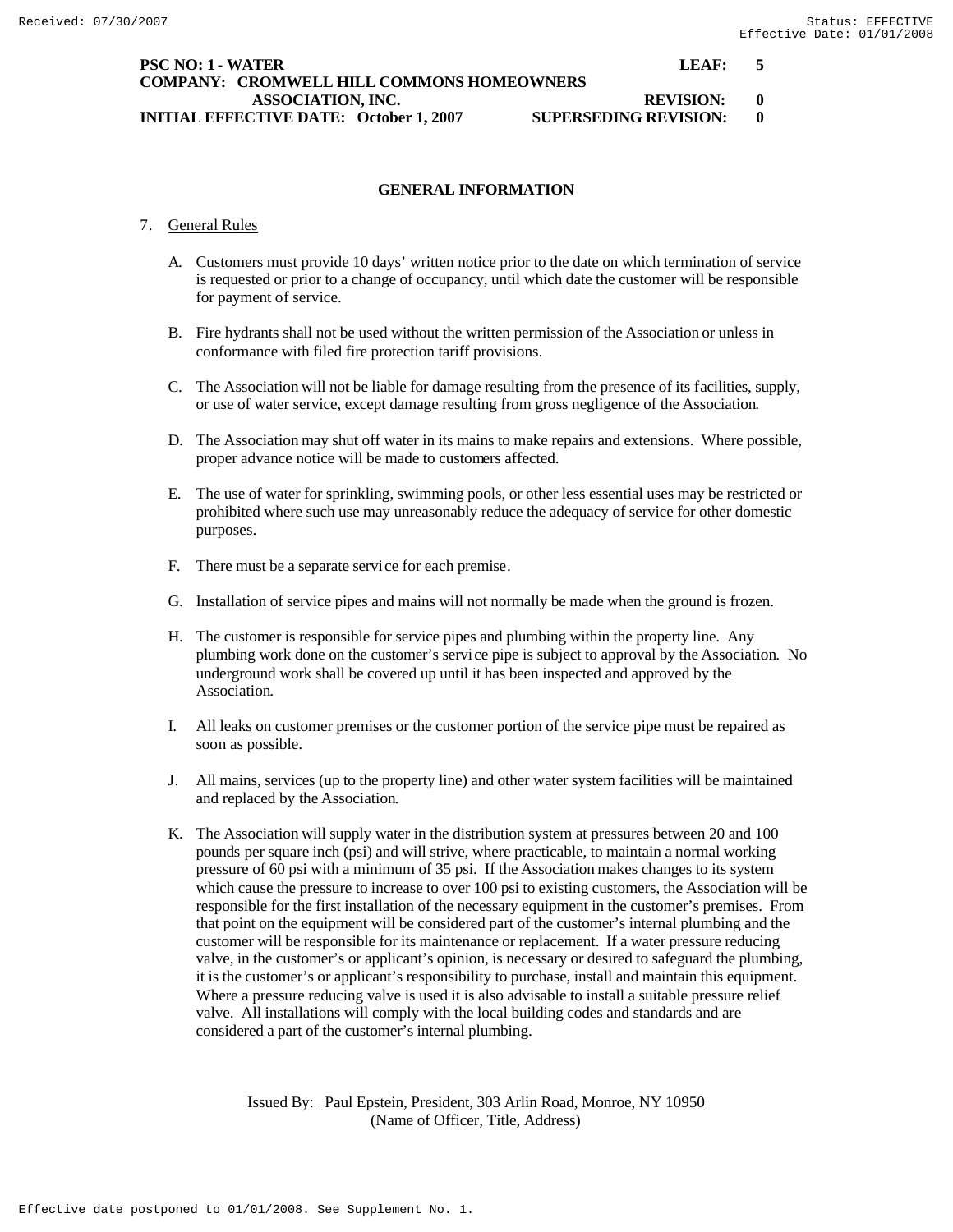**PSC NO: 1 - WATER** **LEAF: 5**
**COMPANY: CROMWELL HILL COMMONS HOMEOWNERS ASSOCIATION, INC.** **REVISION: 0**
**INITIAL EFFECTIVE DATE: October 1, 2007** **SUPERSEDING REVISION: 0**

## GENERAL INFORMATION

7. General Rules

   A. Customers must provide 10 days' written notice prior to the date on which termination of service is requested or prior to a change of occupancy, until which date the customer will be responsible for payment of service.

   B. Fire hydrants shall not be used without the written permission of the Association or unless in conformance with filed fire protection tariff provisions.

   C. The Association will not be liable for damage resulting from the presence of its facilities, supply, or use of water service, except damage resulting from gross negligence of the Association.

   D. The Association may shut off water in its mains to make repairs and extensions. Where possible, proper advance notice will be made to customers affected.

   E. The use of water for sprinkling, swimming pools, or other less essential uses may be restricted or prohibited where such use may unreasonably reduce the adequacy of service for other domestic purposes.

   F. There must be a separate service for each premise.

   G. Installation of service pipes and mains will not normally be made when the ground is frozen.

   H. The customer is responsible for service pipes and plumbing within the property line. Any plumbing work done on the customer's service pipe is subject to approval by the Association. No underground work shall be covered up until it has been inspected and approved by the Association.

   I. All leaks on customer premises or the customer portion of the service pipe must be repaired as soon as possible.

   J. All mains, services (up to the property line) and other water system facilities will be maintained and replaced by the Association.

   K. The Association will supply water in the distribution system at pressures between 20 and 100 pounds per square inch (psi) and will strive, where practicable, to maintain a normal working pressure of 60 psi with a minimum of 35 psi. If the Association makes changes to its system which cause the pressure to increase to over 100 psi to existing customers, the Association will be responsible for the first installation of the necessary equipment in the customer's premises. From that point on the equipment will be considered part of the customer's internal plumbing and the customer will be responsible for its maintenance or replacement. If a water pressure reducing valve, in the customer's or applicant's opinion, is necessary or desired to safeguard the plumbing, it is the customer's or applicant's responsibility to purchase, install and maintain this equipment. Where a pressure reducing valve is used it is also advisable to install a suitable pressure relief valve. All installations will comply with the local building codes and standards and are considered a part of the customer's internal plumbing.

Issued By: Paul Epstein, President, 303 Arlin Road, Monroe, NY 10950
(Name of Officer, Title, Address)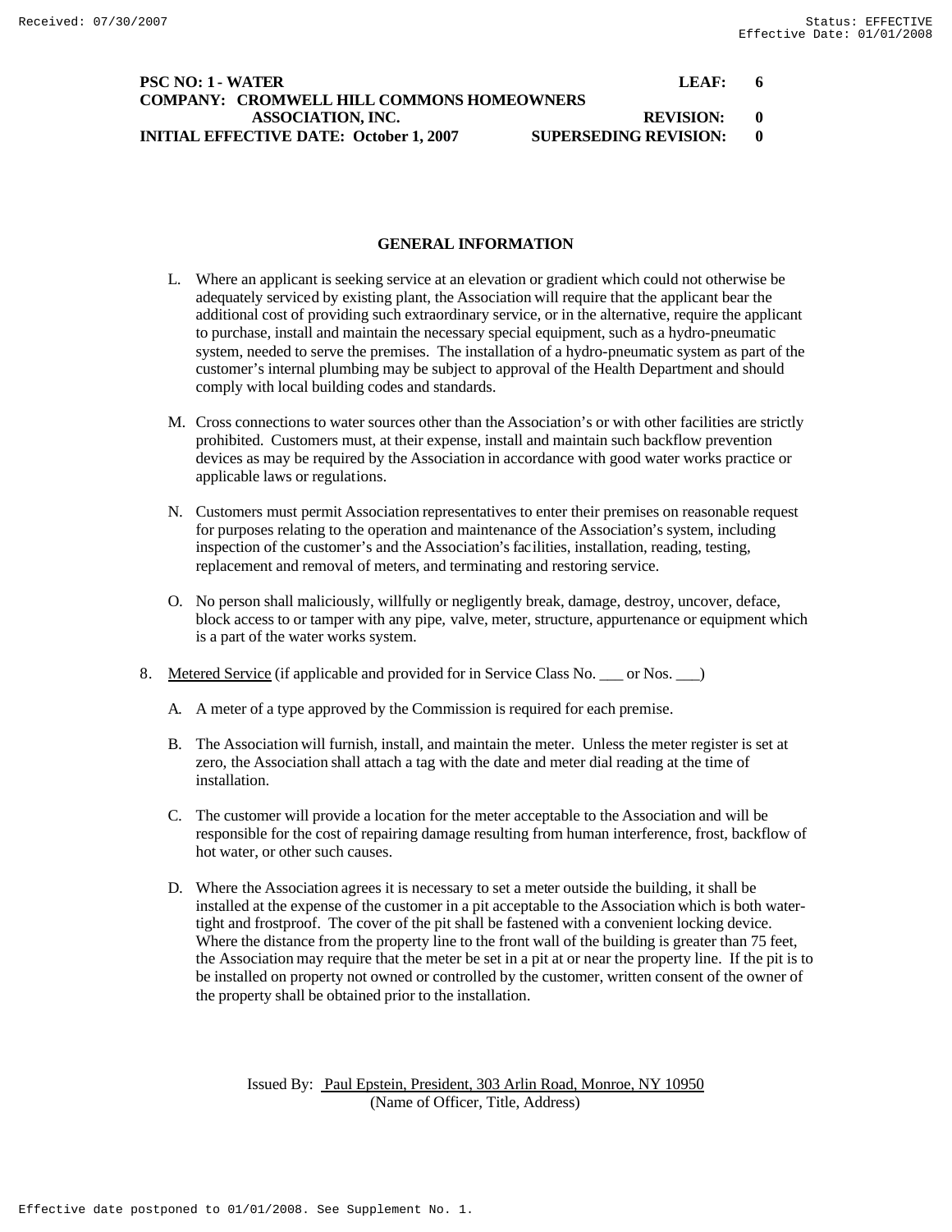PSC NO: 1 - WATER LEAF: 6
COMPANY: CROMWELL HILL COMMONS HOMEOWNERS ASSOCIATION, INC. REVISION: 0
INITIAL EFFECTIVE DATE: October 1, 2007 SUPERSEDING REVISION: 0

## GENERAL INFORMATION

L. Where an applicant is seeking service at an elevation or gradient which could not otherwise be adequately serviced by existing plant, the Association will require that the applicant bear the additional cost of providing such extraordinary service, or in the alternative, require the applicant to purchase, install and maintain the necessary special equipment, such as a hydro-pneumatic system, needed to serve the premises. The installation of a hydro-pneumatic system as part of the customer's internal plumbing may be subject to approval of the Health Department and should comply with local building codes and standards.

M. Cross connections to water sources other than the Association's or with other facilities are strictly prohibited. Customers must, at their expense, install and maintain such backflow prevention devices as may be required by the Association in accordance with good water works practice or applicable laws or regulations.

N. Customers must permit Association representatives to enter their premises on reasonable request for purposes relating to the operation and maintenance of the Association's system, including inspection of the customer's and the Association's facilities, installation, reading, testing, replacement and removal of meters, and terminating and restoring service.

O. No person shall maliciously, willfully or negligently break, damage, destroy, uncover, deface, block access to or tamper with any pipe, valve, meter, structure, appurtenance or equipment which is a part of the water works system.

8. Metered Service (if applicable and provided for in Service Class No. ___ or Nos. ___)

A. A meter of a type approved by the Commission is required for each premise.

B. The Association will furnish, install, and maintain the meter. Unless the meter register is set at zero, the Association shall attach a tag with the date and meter dial reading at the time of installation.

C. The customer will provide a location for the meter acceptable to the Association and will be responsible for the cost of repairing damage resulting from human interference, frost, backflow of hot water, or other such causes.

D. Where the Association agrees it is necessary to set a meter outside the building, it shall be installed at the expense of the customer in a pit acceptable to the Association which is both water-tight and frostproof. The cover of the pit shall be fastened with a convenient locking device. Where the distance from the property line to the front wall of the building is greater than 75 feet, the Association may require that the meter be set in a pit at or near the property line. If the pit is to be installed on property not owned or controlled by the customer, written consent of the owner of the property shall be obtained prior to the installation.

Issued By: Paul Epstein, President, 303 Arlin Road, Monroe, NY 10950
(Name of Officer, Title, Address)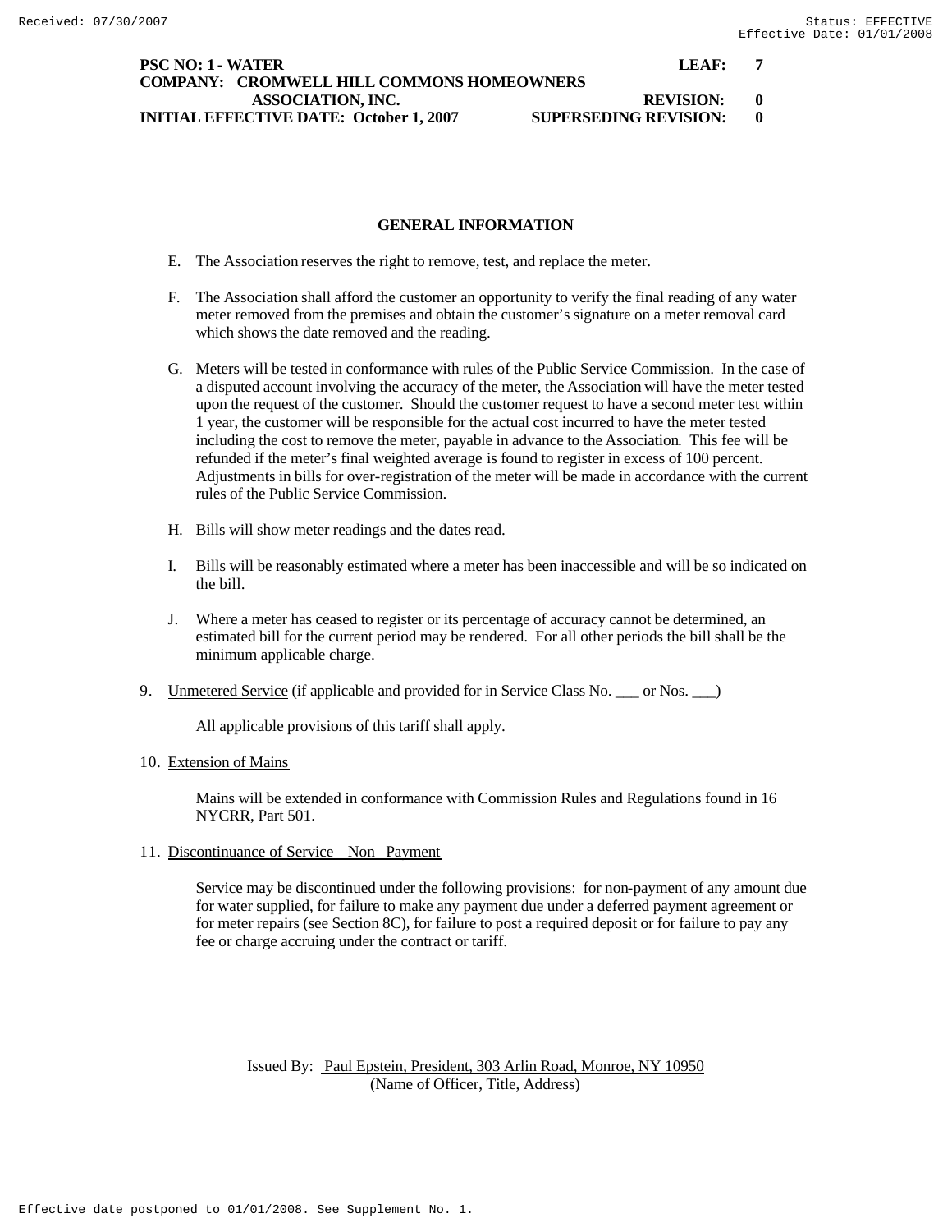**PSC NO: 1 - WATER** **LEAF: 7**
**COMPANY: CROMWELL HILL COMMONS HOMEOWNERS ASSOCIATION, INC.** **REVISION: 0**
**INITIAL EFFECTIVE DATE: October 1, 2007** **SUPERSEDING REVISION: 0**

## GENERAL INFORMATION

E. The Association reserves the right to remove, test, and replace the meter.

F. The Association shall afford the customer an opportunity to verify the final reading of any water meter removed from the premises and obtain the customer's signature on a meter removal card which shows the date removed and the reading.

G. Meters will be tested in conformance with rules of the Public Service Commission. In the case of a disputed account involving the accuracy of the meter, the Association will have the meter tested upon the request of the customer. Should the customer request to have a second meter test within 1 year, the customer will be responsible for the actual cost incurred to have the meter tested including the cost to remove the meter, payable in advance to the Association. This fee will be refunded if the meter's final weighted average is found to register in excess of 100 percent. Adjustments in bills for over-registration of the meter will be made in accordance with the current rules of the Public Service Commission.

H. Bills will show meter readings and the dates read.

I. Bills will be reasonably estimated where a meter has been inaccessible and will be so indicated on the bill.

J. Where a meter has ceased to register or its percentage of accuracy cannot be determined, an estimated bill for the current period may be rendered. For all other periods the bill shall be the minimum applicable charge.

9. Unmetered Service (if applicable and provided for in Service Class No. ___ or Nos. ___)

   All applicable provisions of this tariff shall apply.

10. Extension of Mains

    Mains will be extended in conformance with Commission Rules and Regulations found in 16 NYCRR, Part 501.

11. Discontinuance of Service – Non –Payment

    Service may be discontinued under the following provisions: for non-payment of any amount due for water supplied, for failure to make any payment due under a deferred payment agreement or for meter repairs (see Section 8C), for failure to post a required deposit or for failure to pay any fee or charge accruing under the contract or tariff.

Issued By: Paul Epstein, President, 303 Arlin Road, Monroe, NY 10950
(Name of Officer, Title, Address)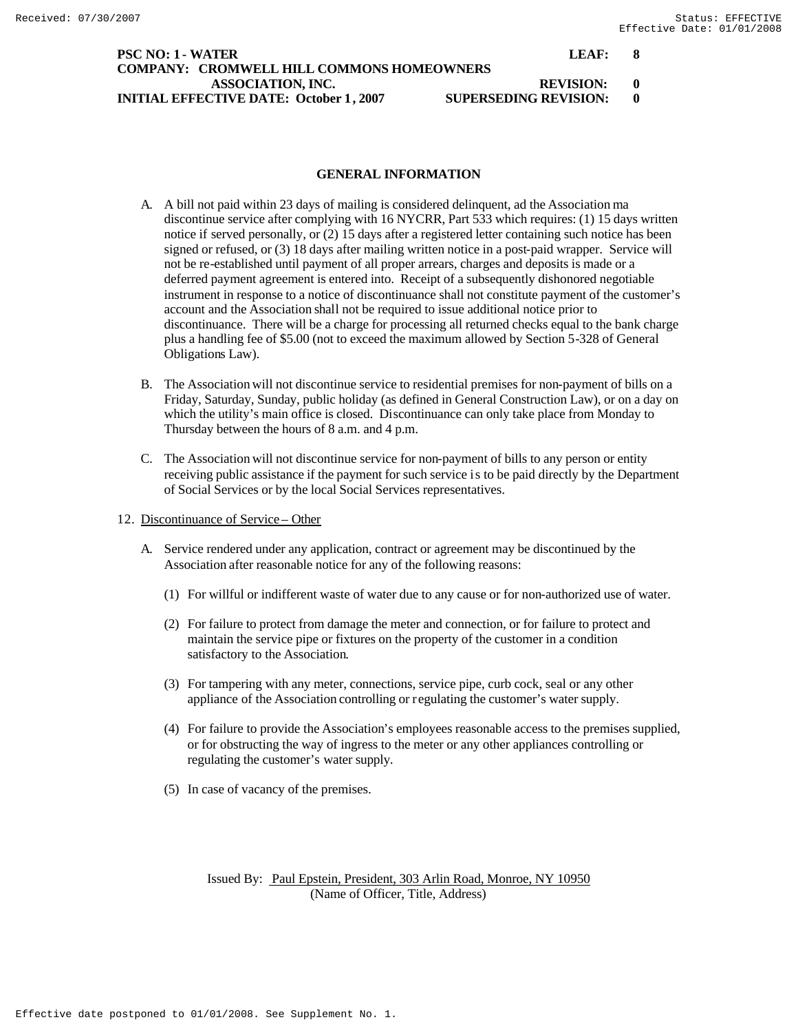**PSC NO: 1 - WATER** **LEAF: 8**
**COMPANY: CROMWELL HILL COMMONS HOMEOWNERS ASSOCIATION, INC.** **REVISION: 0**
**INITIAL EFFECTIVE DATE: October 1, 2007** **SUPERSEDING REVISION: 0**

## GENERAL INFORMATION

A. A bill not paid within 23 days of mailing is considered delinquent, ad the Association ma discontinue service after complying with 16 NYCRR, Part 533 which requires: (1) 15 days written notice if served personally, or (2) 15 days after a registered letter containing such notice has been signed or refused, or (3) 18 days after mailing written notice in a post-paid wrapper. Service will not be re-established until payment of all proper arrears, charges and deposits is made or a deferred payment agreement is entered into. Receipt of a subsequently dishonored negotiable instrument in response to a notice of discontinuance shall not constitute payment of the customer's account and the Association shall not be required to issue additional notice prior to discontinuance. There will be a charge for processing all returned checks equal to the bank charge plus a handling fee of $5.00 (not to exceed the maximum allowed by Section 5-328 of General Obligations Law).

B. The Association will not discontinue service to residential premises for non-payment of bills on a Friday, Saturday, Sunday, public holiday (as defined in General Construction Law), or on a day on which the utility's main office is closed. Discontinuance can only take place from Monday to Thursday between the hours of 8 a.m. and 4 p.m.

C. The Association will not discontinue service for non-payment of bills to any person or entity receiving public assistance if the payment for such service is to be paid directly by the Department of Social Services or by the local Social Services representatives.

12. Discontinuance of Service – Other

A. Service rendered under any application, contract or agreement may be discontinued by the Association after reasonable notice for any of the following reasons:

(1) For willful or indifferent waste of water due to any cause or for non-authorized use of water.

(2) For failure to protect from damage the meter and connection, or for failure to protect and maintain the service pipe or fixtures on the property of the customer in a condition satisfactory to the Association.

(3) For tampering with any meter, connections, service pipe, curb cock, seal or any other appliance of the Association controlling or regulating the customer's water supply.

(4) For failure to provide the Association's employees reasonable access to the premises supplied, or for obstructing the way of ingress to the meter or any other appliances controlling or regulating the customer's water supply.

(5) In case of vacancy of the premises.

Issued By: Paul Epstein, President, 303 Arlin Road, Monroe, NY 10950
(Name of Officer, Title, Address)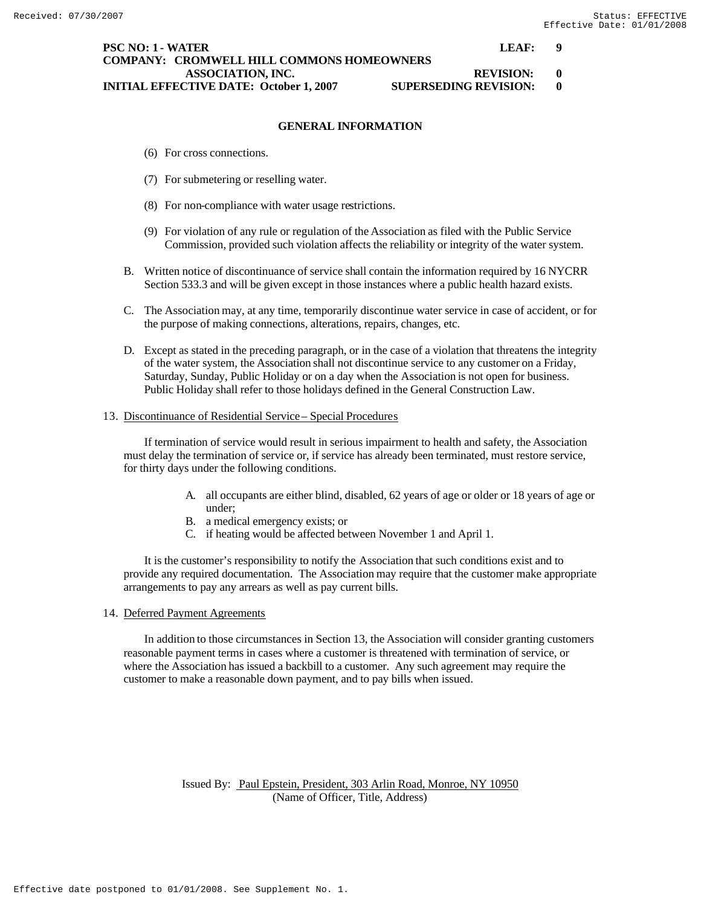**PSC NO: 1 - WATER** **LEAF: 9**
**COMPANY: CROMWELL HILL COMMONS HOMEOWNERS ASSOCIATION, INC.** **REVISION: 0**
**INITIAL EFFECTIVE DATE: October 1, 2007** **SUPERSEDING REVISION: 0**

## GENERAL INFORMATION

(6) For cross connections.

(7) For submetering or reselling water.

(8) For non-compliance with water usage restrictions.

(9) For violation of any rule or regulation of the Association as filed with the Public Service Commission, provided such violation affects the reliability or integrity of the water system.

B. Written notice of discontinuance of service shall contain the information required by 16 NYCRR Section 533.3 and will be given except in those instances where a public health hazard exists.

C. The Association may, at any time, temporarily discontinue water service in case of accident, or for the purpose of making connections, alterations, repairs, changes, etc.

D. Except as stated in the preceding paragraph, or in the case of a violation that threatens the integrity of the water system, the Association shall not discontinue service to any customer on a Friday, Saturday, Sunday, Public Holiday or on a day when the Association is not open for business. Public Holiday shall refer to those holidays defined in the General Construction Law.

13. Discontinuance of Residential Service – Special Procedures

If termination of service would result in serious impairment to health and safety, the Association must delay the termination of service or, if service has already been terminated, must restore service, for thirty days under the following conditions.

A. all occupants are either blind, disabled, 62 years of age or older or 18 years of age or under;
B. a medical emergency exists; or
C. if heating would be affected between November 1 and April 1.

It is the customer's responsibility to notify the Association that such conditions exist and to provide any required documentation. The Association may require that the customer make appropriate arrangements to pay any arrears as well as pay current bills.

14. Deferred Payment Agreements

In addition to those circumstances in Section 13, the Association will consider granting customers reasonable payment terms in cases where a customer is threatened with termination of service, or where the Association has issued a backbill to a customer. Any such agreement may require the customer to make a reasonable down payment, and to pay bills when issued.

Issued By: Paul Epstein, President, 303 Arlin Road, Monroe, NY 10950
(Name of Officer, Title, Address)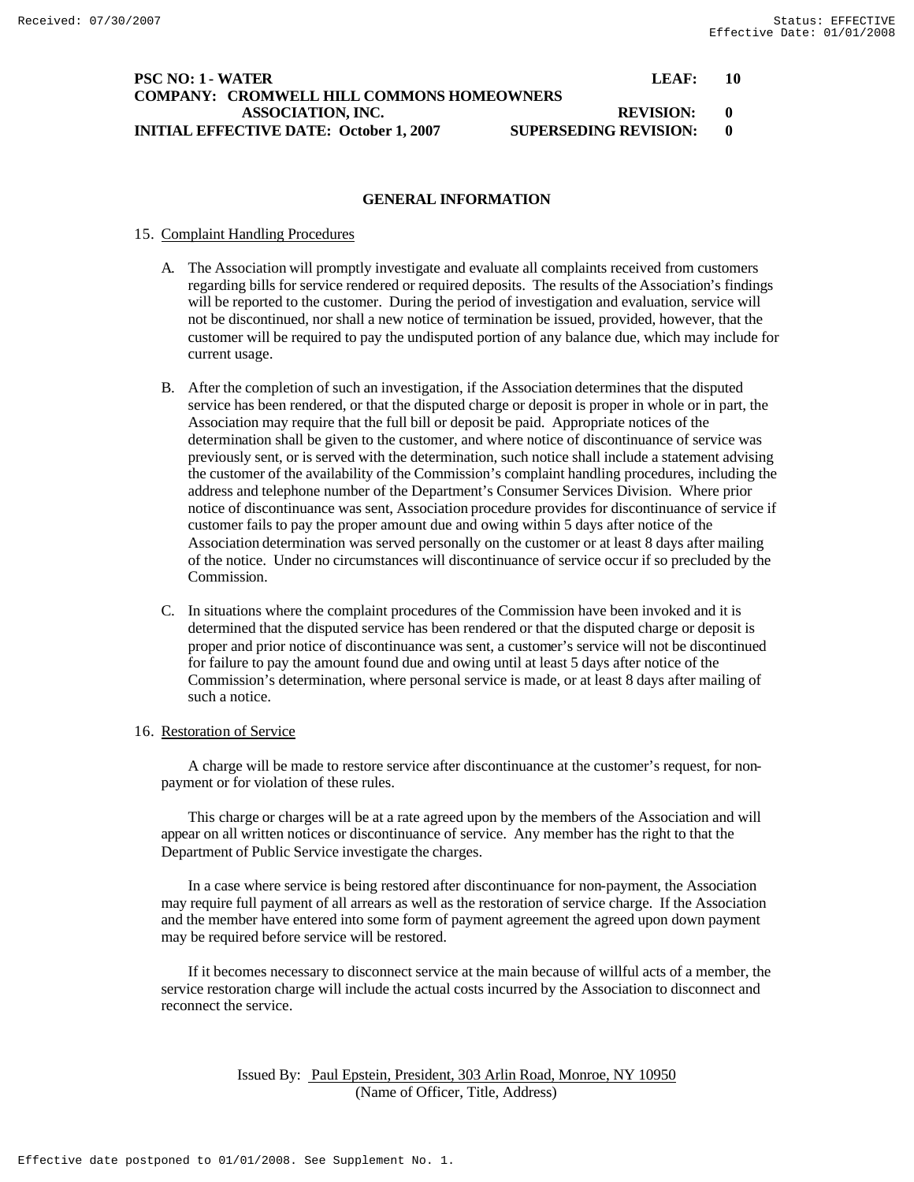**PSC NO: 1 - WATER** **LEAF: 10**
**COMPANY: CROMWELL HILL COMMONS HOMEOWNERS ASSOCIATION, INC.** **REVISION: 0**
**INITIAL EFFECTIVE DATE: October 1, 2007** **SUPERSEDING REVISION: 0**

## GENERAL INFORMATION

15. Complaint Handling Procedures

   A. The Association will promptly investigate and evaluate all complaints received from customers regarding bills for service rendered or required deposits. The results of the Association's findings will be reported to the customer. During the period of investigation and evaluation, service will not be discontinued, nor shall a new notice of termination be issued, provided, however, that the customer will be required to pay the undisputed portion of any balance due, which may include for current usage.

   B. After the completion of such an investigation, if the Association determines that the disputed service has been rendered, or that the disputed charge or deposit is proper in whole or in part, the Association may require that the full bill or deposit be paid. Appropriate notices of the determination shall be given to the customer, and where notice of discontinuance of service was previously sent, or is served with the determination, such notice shall include a statement advising the customer of the availability of the Commission's complaint handling procedures, including the address and telephone number of the Department's Consumer Services Division. Where prior notice of discontinuance was sent, Association procedure provides for discontinuance of service if customer fails to pay the proper amount due and owing within 5 days after notice of the Association determination was served personally on the customer or at least 8 days after mailing of the notice. Under no circumstances will discontinuance of service occur if so precluded by the Commission.

   C. In situations where the complaint procedures of the Commission have been invoked and it is determined that the disputed service has been rendered or that the disputed charge or deposit is proper and prior notice of discontinuance was sent, a customer's service will not be discontinued for failure to pay the amount found due and owing until at least 5 days after notice of the Commission's determination, where personal service is made, or at least 8 days after mailing of such a notice.

16. Restoration of Service

   A charge will be made to restore service after discontinuance at the customer's request, for non-payment or for violation of these rules.

   This charge or charges will be at a rate agreed upon by the members of the Association and will appear on all written notices or discontinuance of service. Any member has the right to that the Department of Public Service investigate the charges.

   In a case where service is being restored after discontinuance for non-payment, the Association may require full payment of all arrears as well as the restoration of service charge. If the Association and the member have entered into some form of payment agreement the agreed upon down payment may be required before service will be restored.

   If it becomes necessary to disconnect service at the main because of willful acts of a member, the service restoration charge will include the actual costs incurred by the Association to disconnect and reconnect the service.

Issued By: Paul Epstein, President, 303 Arlin Road, Monroe, NY 10950
(Name of Officer, Title, Address)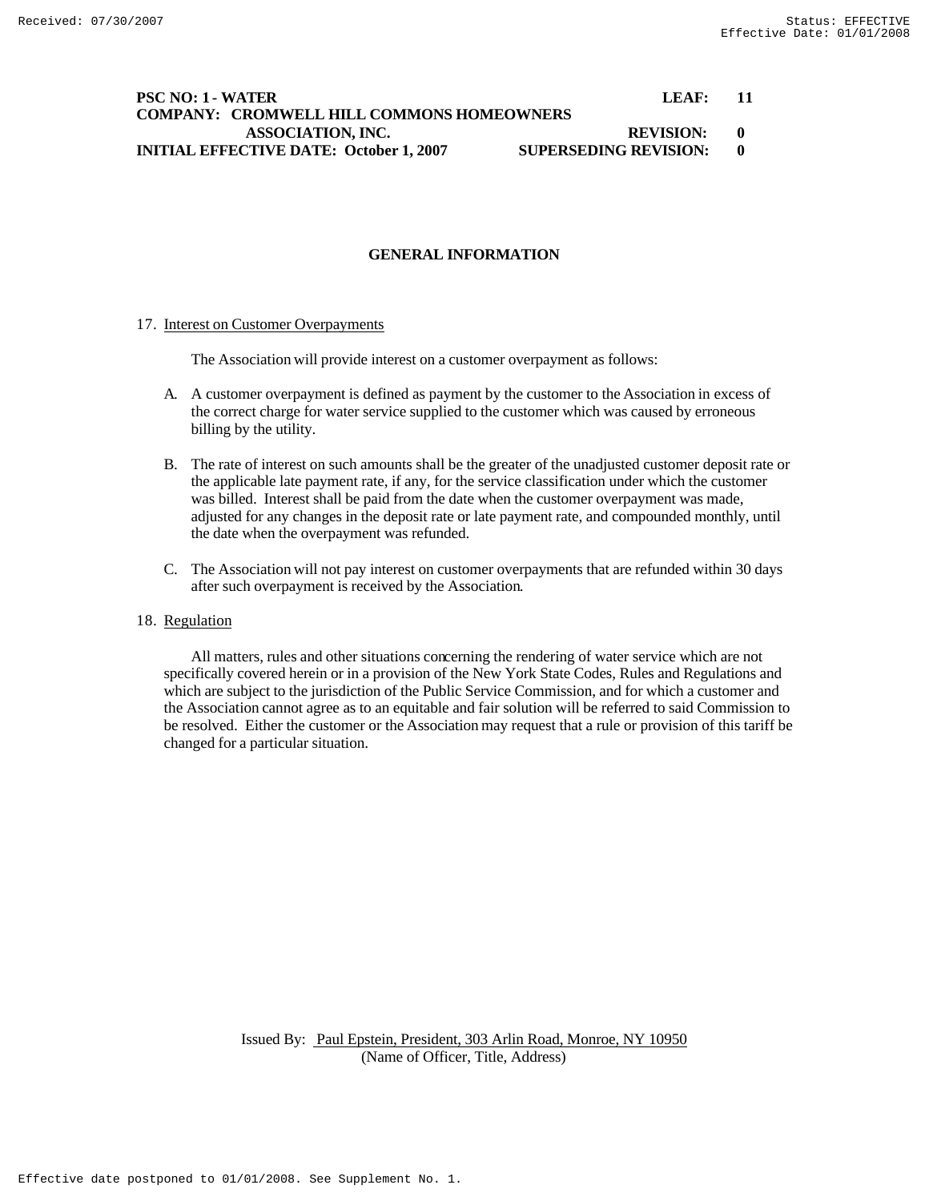**PSC NO: 1 - WATER** **LEAF: 11**
**COMPANY: CROMWELL HILL COMMONS HOMEOWNERS ASSOCIATION, INC.** **REVISION: 0**
**INITIAL EFFECTIVE DATE: October 1, 2007** **SUPERSEDING REVISION: 0**

## GENERAL INFORMATION

17. Interest on Customer Overpayments

The Association will provide interest on a customer overpayment as follows:

A. A customer overpayment is defined as payment by the customer to the Association in excess of the correct charge for water service supplied to the customer which was caused by erroneous billing by the utility.

B. The rate of interest on such amounts shall be the greater of the unadjusted customer deposit rate or the applicable late payment rate, if any, for the service classification under which the customer was billed. Interest shall be paid from the date when the customer overpayment was made, adjusted for any changes in the deposit rate or late payment rate, and compounded monthly, until the date when the overpayment was refunded.

C. The Association will not pay interest on customer overpayments that are refunded within 30 days after such overpayment is received by the Association.

18. Regulation

All matters, rules and other situations concerning the rendering of water service which are not specifically covered herein or in a provision of the New York State Codes, Rules and Regulations and which are subject to the jurisdiction of the Public Service Commission, and for which a customer and the Association cannot agree as to an equitable and fair solution will be referred to said Commission to be resolved. Either the customer or the Association may request that a rule or provision of this tariff be changed for a particular situation.

Issued By: Paul Epstein, President, 303 Arlin Road, Monroe, NY 10950
(Name of Officer, Title, Address)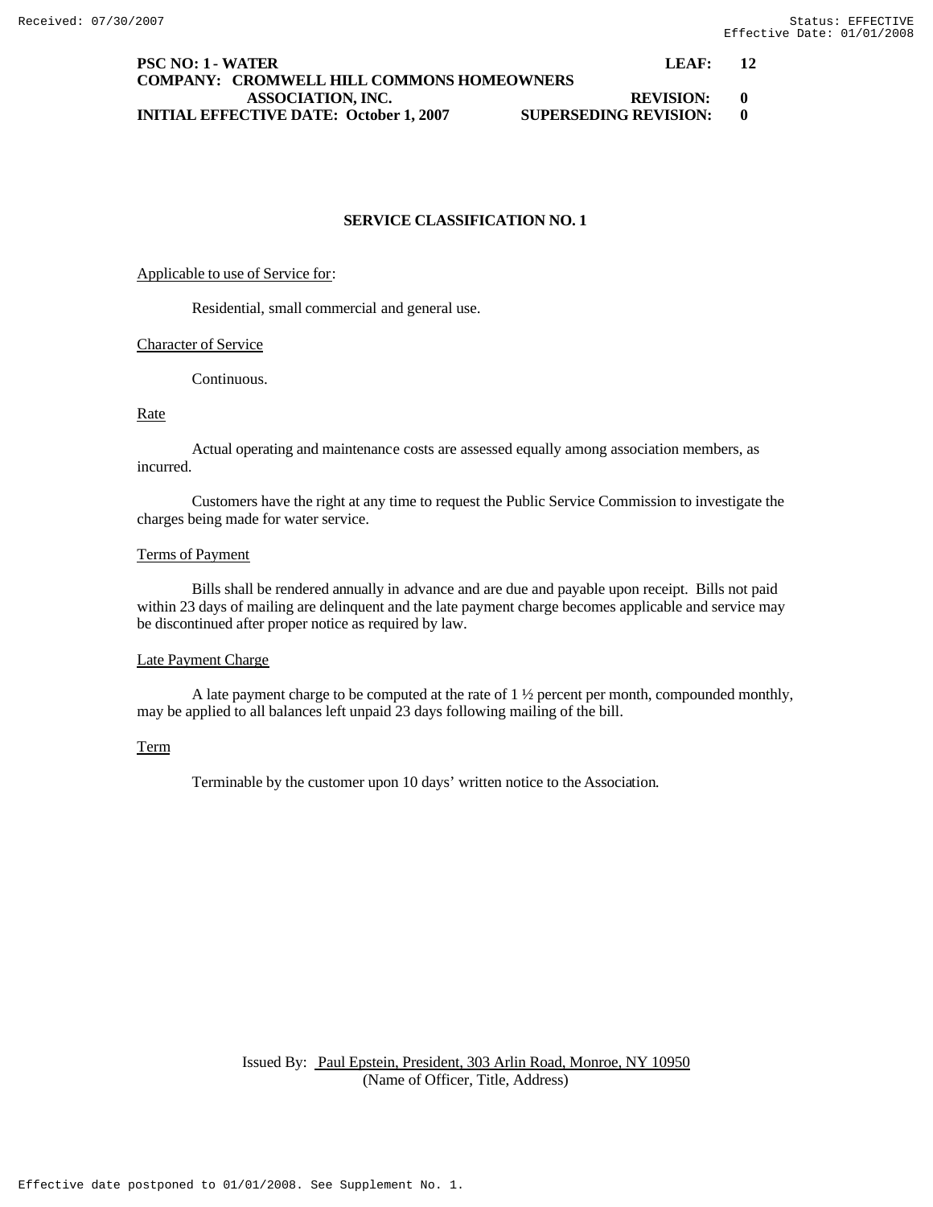**PSC NO: 1 - WATER** **LEAF: 12**
**COMPANY: CROMWELL HILL COMMONS HOMEOWNERS ASSOCIATION, INC.** **REVISION: 0**
**INITIAL EFFECTIVE DATE: October 1, 2007** **SUPERSEDING REVISION: 0**

## SERVICE CLASSIFICATION NO. 1

Applicable to use of Service for:

Residential, small commercial and general use.

Character of Service

Continuous.

Rate

Actual operating and maintenance costs are assessed equally among association members, as incurred.

Customers have the right at any time to request the Public Service Commission to investigate the charges being made for water service.

Terms of Payment

Bills shall be rendered annually in advance and are due and payable upon receipt. Bills not paid within 23 days of mailing are delinquent and the late payment charge becomes applicable and service may be discontinued after proper notice as required by law.

Late Payment Charge

A late payment charge to be computed at the rate of 1 ½ percent per month, compounded monthly, may be applied to all balances left unpaid 23 days following mailing of the bill.

Term

Terminable by the customer upon 10 days' written notice to the Association.

Issued By: Paul Epstein, President, 303 Arlin Road, Monroe, NY 10950
(Name of Officer, Title, Address)

Effective date postponed to 01/01/2008. See Supplement No. 1.